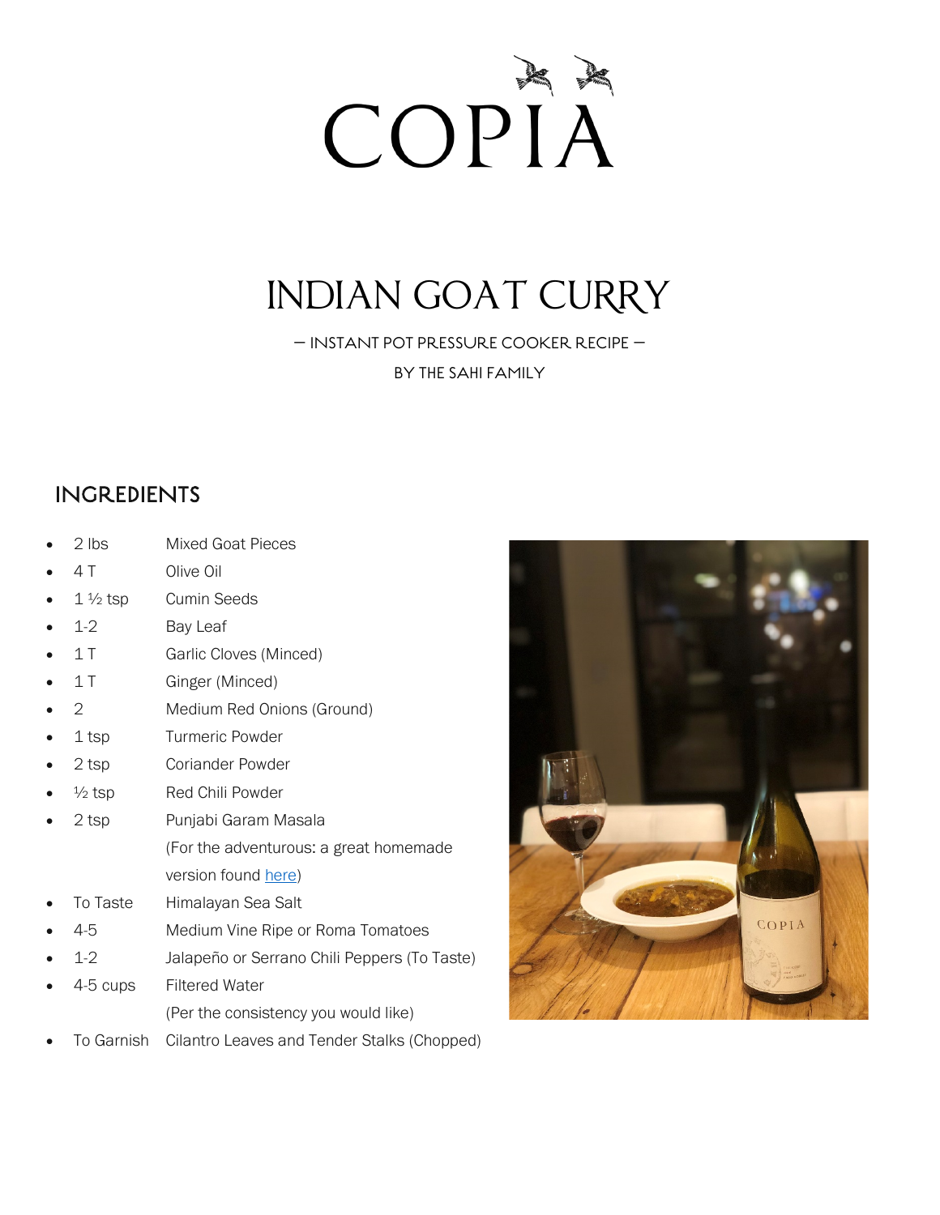# COPIA

# INDIAN GOAT CURRY

— INSTANT POT PRESSURE COOKER RECIPE —

BY THE SAHI FAMILY

## INGREDIENTS

- 2 lbs Mixed Goat Pieces
- 4 T Olive Oil
- 1 ½ tsp Cumin Seeds
- 1-2 Bay Leaf
- 1 T Garlic Cloves (Minced)
- 1 T Ginger (Minced)
- 2 Medium Red Onions (Ground)
- 1 tsp Turmeric Powder
- 2 tsp Coriander Powder
- ½ tsp Red Chili Powder
- 2 tsp Punjabi Garam Masala (For the adventurous: a great homemade version found here)
- To Taste Himalayan Sea Salt
- 4-5 Medium Vine Ripe or Roma Tomatoes
- 1-2 Jalapeño or Serrano Chili Peppers (To Taste)
- 4-5 cups Filtered Water (Per the consistency you would like)
- To Garnish Cilantro Leaves and Tender Stalks (Chopped)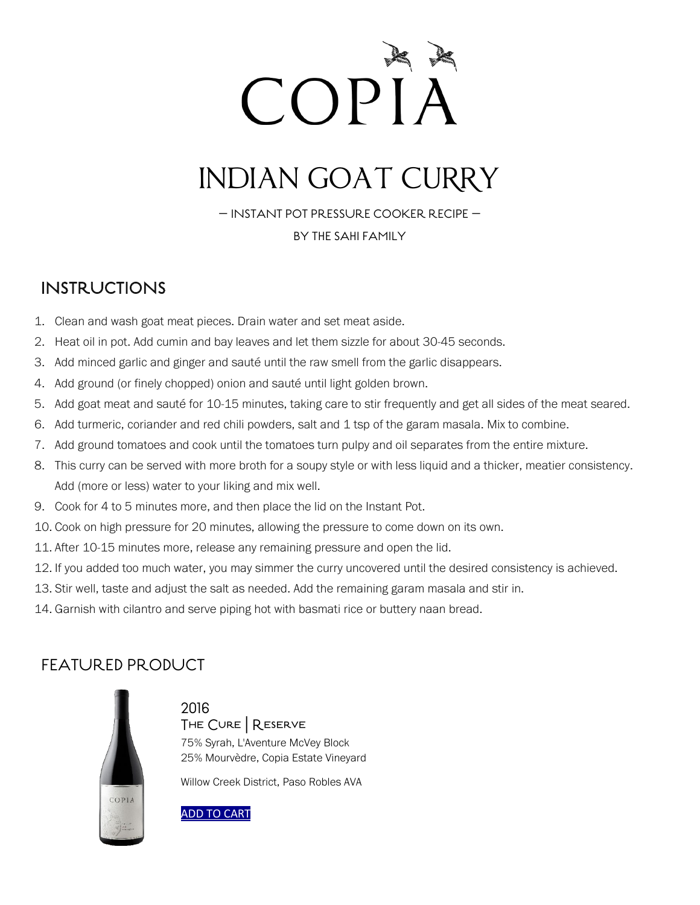# COPIA

# INDIAN GOAT CURRY

– INSTANT POT PRESSURE COOKER RECIPE –

BY THE SAHI FAMILY

## INSTRUCTIONS

1. Clean and wash goat meat pieces. Drain water and set meat aside.
2. Heat oil in pot. Add cumin and bay leaves and let them sizzle for about 30-45 seconds.
3. Add minced garlic and ginger and sauté until the raw smell from the garlic disappears.
4. Add ground (or finely chopped) onion and sauté until light golden brown.
5. Add goat meat and sauté for 10-15 minutes, taking care to stir frequently and get all sides of the meat seared.
6. Add turmeric, coriander and red chili powders, salt and 1 tsp of the garam masala. Mix to combine.
7. Add ground tomatoes and cook until the tomatoes turn pulpy and oil separates from the entire mixture.
8. This curry can be served with more broth for a soupy style or with less liquid and a thicker, meatier consistency. Add (more or less) water to your liking and mix well.
9. Cook for 4 to 5 minutes more, and then place the lid on the Instant Pot.
10. Cook on high pressure for 20 minutes, allowing the pressure to come down on its own.
11. After 10-15 minutes more, release any remaining pressure and open the lid.
12. If you added too much water, you may simmer the curry uncovered until the desired consistency is achieved.
13. Stir well, taste and adjust the salt as needed. Add the remaining garam masala and stir in.
14. Garnish with cilantro and serve piping hot with basmati rice or buttery naan bread.

## FEATURED PRODUCT

2016
THE CURE | RESERVE

75% Syrah, L'Aventure McVey Block
25% Mourvèdre, Copia Estate Vineyard

Willow Creek District, Paso Robles AVA

ADD TO CART